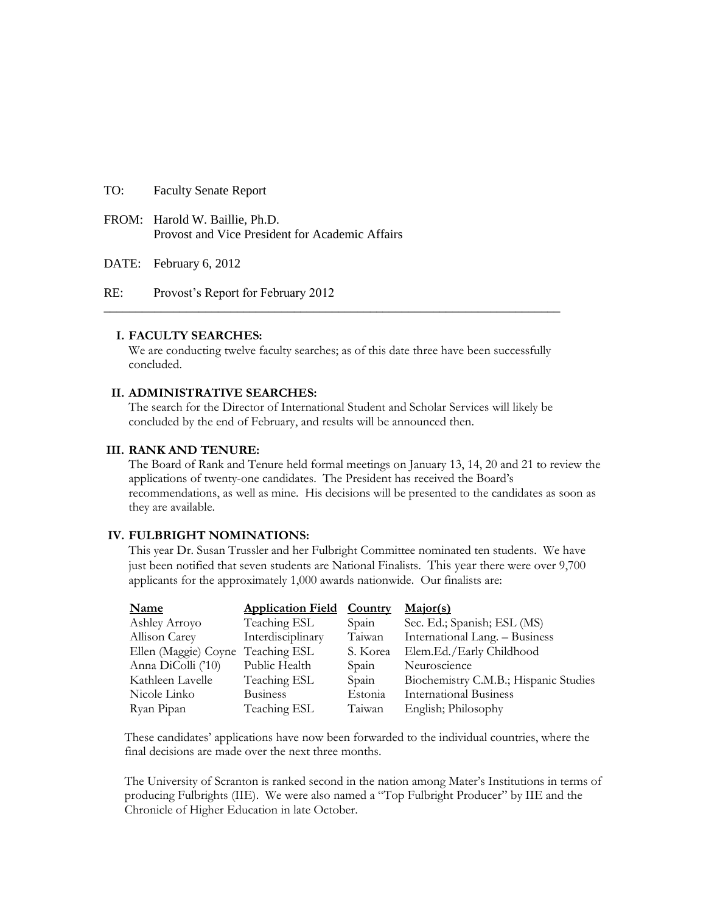TO: Faculty Senate Report

FROM: Harold W. Baillie, Ph.D.
Provost and Vice President for Academic Affairs

DATE: February 6, 2012

RE: Provost's Report for February 2012

---

## I. FACULTY SEARCHES:

We are conducting twelve faculty searches; as of this date three have been successfully concluded.

## II. ADMINISTRATIVE SEARCHES:

The search for the Director of International Student and Scholar Services will likely be concluded by the end of February, and results will be announced then.

## III. RANK AND TENURE:

The Board of Rank and Tenure held formal meetings on January 13, 14, 20 and 21 to review the applications of twenty-one candidates. The President has received the Board's recommendations, as well as mine. His decisions will be presented to the candidates as soon as they are available.

## IV. FULBRIGHT NOMINATIONS:

This year Dr. Susan Trussler and her Fulbright Committee nominated ten students. We have just been notified that seven students are National Finalists. This year there were over 9,700 applicants for the approximately 1,000 awards nationwide. Our finalists are:

| Name | Application Field | Country | Major(s) |
|---|---|---|---|
| Ashley Arroyo | Teaching ESL | Spain | Sec. Ed.; Spanish; ESL (MS) |
| Allison Carey | Interdisciplinary | Taiwan | International Lang. – Business |
| Ellen (Maggie) Coyne | Teaching ESL | S. Korea | Elem.Ed./Early Childhood |
| Anna DiColli ('10) | Public Health | Spain | Neuroscience |
| Kathleen Lavelle | Teaching ESL | Spain | Biochemistry C.M.B.; Hispanic Studies |
| Nicole Linko | Business | Estonia | International Business |
| Ryan Pipan | Teaching ESL | Taiwan | English; Philosophy |

These candidates' applications have now been forwarded to the individual countries, where the final decisions are made over the next three months.

The University of Scranton is ranked second in the nation among Mater's Institutions in terms of producing Fulbrights (IIE). We were also named a "Top Fulbright Producer" by IIE and the Chronicle of Higher Education in late October.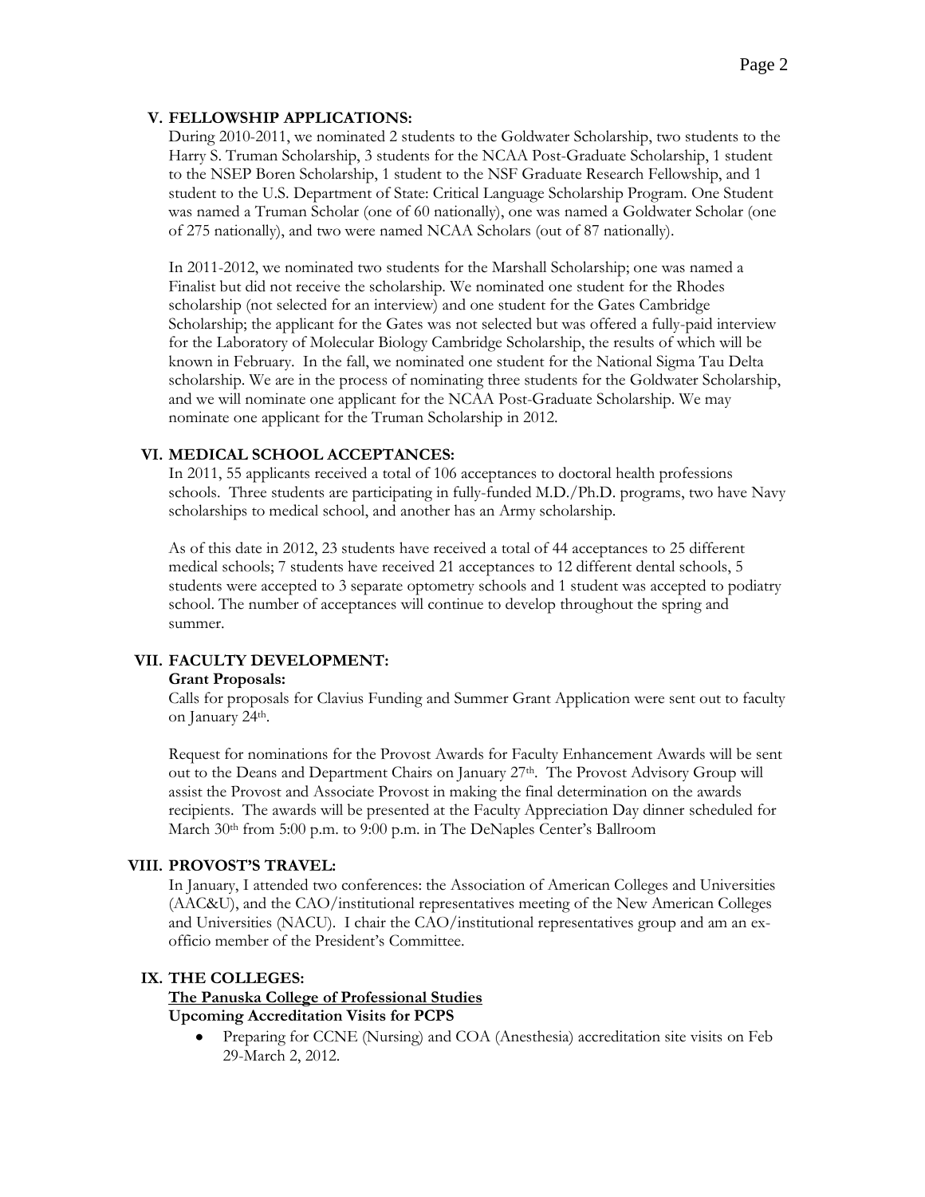## V. FELLOWSHIP APPLICATIONS:

During 2010-2011, we nominated 2 students to the Goldwater Scholarship, two students to the Harry S. Truman Scholarship, 3 students for the NCAA Post-Graduate Scholarship, 1 student to the NSEP Boren Scholarship, 1 student to the NSF Graduate Research Fellowship, and 1 student to the U.S. Department of State: Critical Language Scholarship Program. One Student was named a Truman Scholar (one of 60 nationally), one was named a Goldwater Scholar (one of 275 nationally), and two were named NCAA Scholars (out of 87 nationally).

In 2011-2012, we nominated two students for the Marshall Scholarship; one was named a Finalist but did not receive the scholarship. We nominated one student for the Rhodes scholarship (not selected for an interview) and one student for the Gates Cambridge Scholarship; the applicant for the Gates was not selected but was offered a fully-paid interview for the Laboratory of Molecular Biology Cambridge Scholarship, the results of which will be known in February. In the fall, we nominated one student for the National Sigma Tau Delta scholarship. We are in the process of nominating three students for the Goldwater Scholarship, and we will nominate one applicant for the NCAA Post-Graduate Scholarship. We may nominate one applicant for the Truman Scholarship in 2012.

## VI. MEDICAL SCHOOL ACCEPTANCES:

In 2011, 55 applicants received a total of 106 acceptances to doctoral health professions schools. Three students are participating in fully-funded M.D./Ph.D. programs, two have Navy scholarships to medical school, and another has an Army scholarship.

As of this date in 2012, 23 students have received a total of 44 acceptances to 25 different medical schools; 7 students have received 21 acceptances to 12 different dental schools, 5 students were accepted to 3 separate optometry schools and 1 student was accepted to podiatry school. The number of acceptances will continue to develop throughout the spring and summer.

## VII. FACULTY DEVELOPMENT:

**Grant Proposals:**

Calls for proposals for Clavius Funding and Summer Grant Application were sent out to faculty on January 24th.

Request for nominations for the Provost Awards for Faculty Enhancement Awards will be sent out to the Deans and Department Chairs on January 27th. The Provost Advisory Group will assist the Provost and Associate Provost in making the final determination on the awards recipients. The awards will be presented at the Faculty Appreciation Day dinner scheduled for March 30th from 5:00 p.m. to 9:00 p.m. in The DeNaples Center's Ballroom

## VIII. PROVOST'S TRAVEL:

In January, I attended two conferences: the Association of American Colleges and Universities (AAC&U), and the CAO/institutional representatives meeting of the New American Colleges and Universities (NACU). I chair the CAO/institutional representatives group and am an ex-officio member of the President's Committee.

## IX. THE COLLEGES:

**The Panuska College of Professional Studies**

**Upcoming Accreditation Visits for PCPS**

- Preparing for CCNE (Nursing) and COA (Anesthesia) accreditation site visits on Feb 29-March 2, 2012.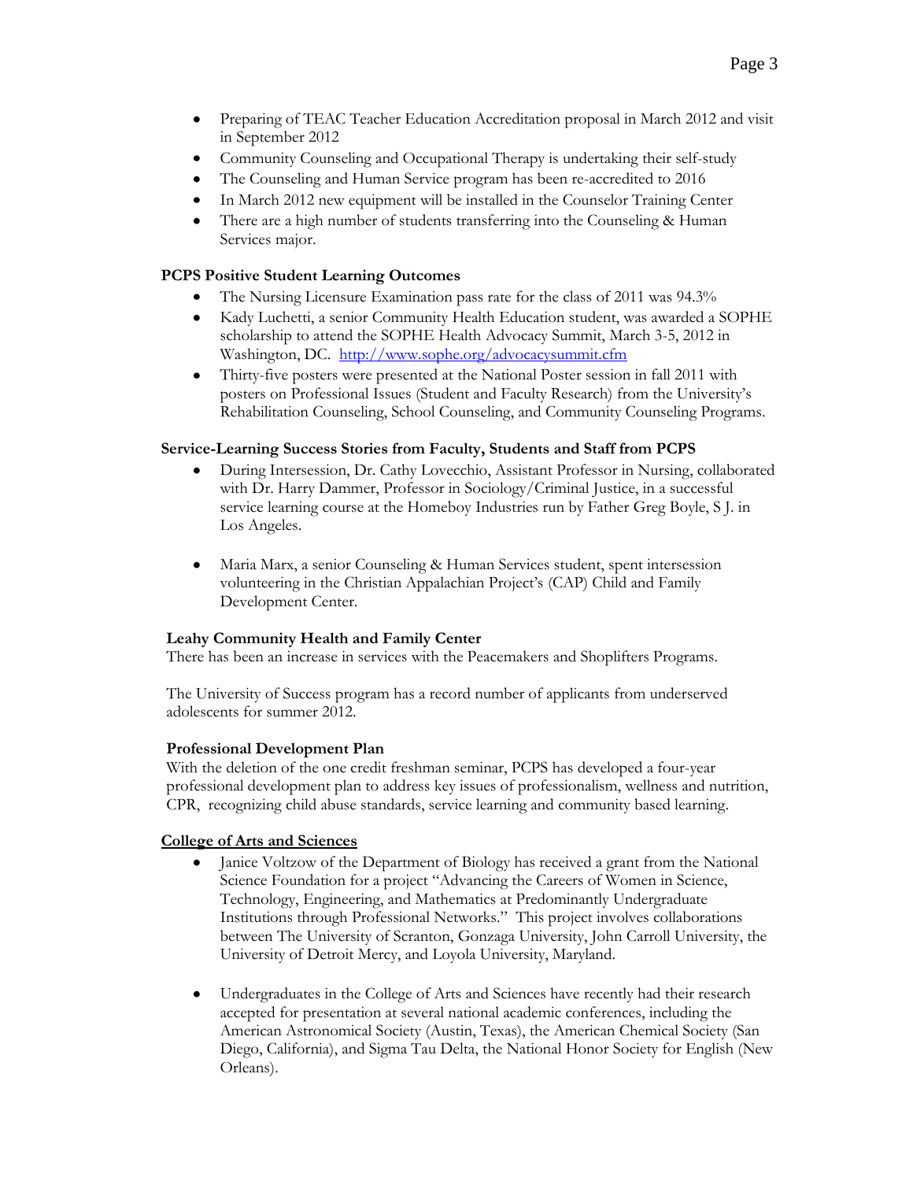- Preparing of TEAC Teacher Education Accreditation proposal in March 2012 and visit in September 2012
- Community Counseling and Occupational Therapy is undertaking their self-study
- The Counseling and Human Service program has been re-accredited to 2016
- In March 2012 new equipment will be installed in the Counselor Training Center
- There are a high number of students transferring into the Counseling & Human Services major.

**PCPS Positive Student Learning Outcomes**

- The Nursing Licensure Examination pass rate for the class of 2011 was 94.3%
- Kady Luchetti, a senior Community Health Education student, was awarded a SOPHE scholarship to attend the SOPHE Health Advocacy Summit, March 3-5, 2012 in Washington, DC. [http://www.sophe.org/advocacysummit.cfm](http://www.sophe.org/advocacysummit.cfm)
- Thirty-five posters were presented at the National Poster session in fall 2011 with posters on Professional Issues (Student and Faculty Research) from the University's Rehabilitation Counseling, School Counseling, and Community Counseling Programs.

**Service-Learning Success Stories from Faculty, Students and Staff from PCPS**

- During Intersession, Dr. Cathy Lovecchio, Assistant Professor in Nursing, collaborated with Dr. Harry Dammer, Professor in Sociology/Criminal Justice, in a successful service learning course at the Homeboy Industries run by Father Greg Boyle, S J. in Los Angeles.

- Maria Marx, a senior Counseling & Human Services student, spent intersession volunteering in the Christian Appalachian Project's (CAP) Child and Family Development Center.

**Leahy Community Health and Family Center**

There has been an increase in services with the Peacemakers and Shoplifters Programs.

The University of Success program has a record number of applicants from underserved adolescents for summer 2012.

**Professional Development Plan**

With the deletion of the one credit freshman seminar, PCPS has developed a four-year professional development plan to address key issues of professionalism, wellness and nutrition, CPR, recognizing child abuse standards, service learning and community based learning.

**College of Arts and Sciences**

- Janice Voltzow of the Department of Biology has received a grant from the National Science Foundation for a project "Advancing the Careers of Women in Science, Technology, Engineering, and Mathematics at Predominantly Undergraduate Institutions through Professional Networks." This project involves collaborations between The University of Scranton, Gonzaga University, John Carroll University, the University of Detroit Mercy, and Loyola University, Maryland.

- Undergraduates in the College of Arts and Sciences have recently had their research accepted for presentation at several national academic conferences, including the American Astronomical Society (Austin, Texas), the American Chemical Society (San Diego, California), and Sigma Tau Delta, the National Honor Society for English (New Orleans).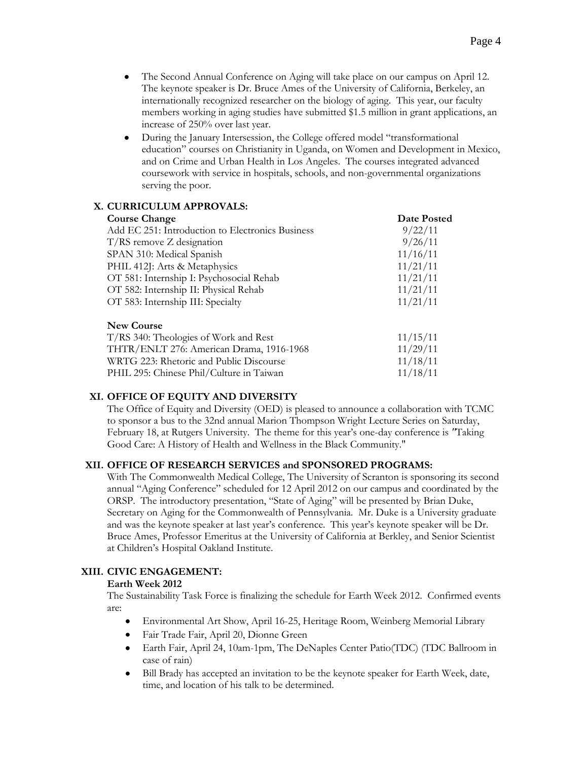- The Second Annual Conference on Aging will take place on our campus on April 12. The keynote speaker is Dr. Bruce Ames of the University of California, Berkeley, an internationally recognized researcher on the biology of aging. This year, our faculty members working in aging studies have submitted $1.5 million in grant applications, an increase of 250% over last year.
- During the January Intersession, the College offered model "transformational education" courses on Christianity in Uganda, on Women and Development in Mexico, and on Crime and Urban Health in Los Angeles. The courses integrated advanced coursework with service in hospitals, schools, and non-governmental organizations serving the poor.

## X. CURRICULUM APPROVALS:

| **Course Change** | **Date Posted** |
|---|---|
| Add EC 251: Introduction to Electronics Business | 9/22/11 |
| T/RS remove Z designation | 9/26/11 |
| SPAN 310: Medical Spanish | 11/16/11 |
| PHIL 412J: Arts & Metaphysics | 11/21/11 |
| OT 581: Internship I: Psychosocial Rehab | 11/21/11 |
| OT 582: Internship II: Physical Rehab | 11/21/11 |
| OT 583: Internship III: Specialty | 11/21/11 |
| **New Course** | |
| T/RS 340: Theologies of Work and Rest | 11/15/11 |
| THTR/ENLT 276: American Drama, 1916-1968 | 11/29/11 |
| WRTG 223: Rhetoric and Public Discourse | 11/18/11 |
| PHIL 295: Chinese Phil/Culture in Taiwan | 11/18/11 |

## XI. OFFICE OF EQUITY AND DIVERSITY

The Office of Equity and Diversity (OED) is pleased to announce a collaboration with TCMC to sponsor a bus to the 32nd annual Marion Thompson Wright Lecture Series on Saturday, February 18, at Rutgers University. The theme for this year's one-day conference is "Taking Good Care: A History of Health and Wellness in the Black Community."

## XII. OFFICE OF RESEARCH SERVICES and SPONSORED PROGRAMS:

With The Commonwealth Medical College, The University of Scranton is sponsoring its second annual "Aging Conference" scheduled for 12 April 2012 on our campus and coordinated by the ORSP. The introductory presentation, "State of Aging" will be presented by Brian Duke, Secretary on Aging for the Commonwealth of Pennsylvania. Mr. Duke is a University graduate and was the keynote speaker at last year's conference. This year's keynote speaker will be Dr. Bruce Ames, Professor Emeritus at the University of California at Berkley, and Senior Scientist at Children's Hospital Oakland Institute.

## XIII. CIVIC ENGAGEMENT:

**Earth Week 2012**

The Sustainability Task Force is finalizing the schedule for Earth Week 2012. Confirmed events are:

- Environmental Art Show, April 16-25, Heritage Room, Weinberg Memorial Library
- Fair Trade Fair, April 20, Dionne Green
- Earth Fair, April 24, 10am-1pm, The DeNaples Center Patio(TDC) (TDC Ballroom in case of rain)
- Bill Brady has accepted an invitation to be the keynote speaker for Earth Week, date, time, and location of his talk to be determined.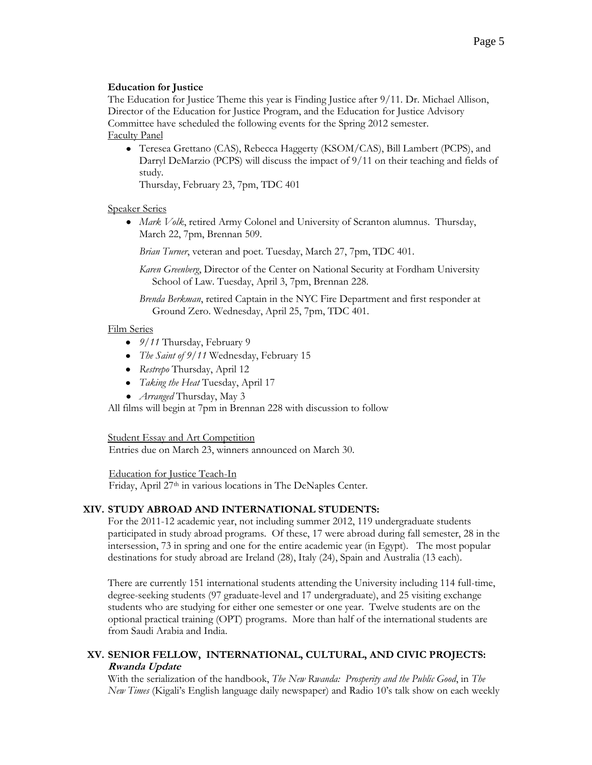**Education for Justice**

The Education for Justice Theme this year is Finding Justice after 9/11. Dr. Michael Allison, Director of the Education for Justice Program, and the Education for Justice Advisory Committee have scheduled the following events for the Spring 2012 semester.

Faculty Panel

- Teresea Grettano (CAS), Rebecca Haggerty (KSOM/CAS), Bill Lambert (PCPS), and Darryl DeMarzio (PCPS) will discuss the impact of 9/11 on their teaching and fields of study.
  Thursday, February 23, 7pm, TDC 401

Speaker Series

- *Mark Volk*, retired Army Colonel and University of Scranton alumnus. Thursday, March 22, 7pm, Brennan 509.

  *Brian Turner*, veteran and poet. Tuesday, March 27, 7pm, TDC 401.

  *Karen Greenberg*, Director of the Center on National Security at Fordham University School of Law. Tuesday, April 3, 7pm, Brennan 228.

  *Brenda Berkman*, retired Captain in the NYC Fire Department and first responder at Ground Zero. Wednesday, April 25, 7pm, TDC 401.

Film Series

- *9/11* Thursday, February 9
- *The Saint of 9/11* Wednesday, February 15
- *Restrepo* Thursday, April 12
- *Taking the Heat* Tuesday, April 17
- *Arranged* Thursday, May 3

All films will begin at 7pm in Brennan 228 with discussion to follow

Student Essay and Art Competition

Entries due on March 23, winners announced on March 30.

Education for Justice Teach-In

Friday, April 27th in various locations in The DeNaples Center.

## XIV. STUDY ABROAD AND INTERNATIONAL STUDENTS:

For the 2011-12 academic year, not including summer 2012, 119 undergraduate students participated in study abroad programs. Of these, 17 were abroad during fall semester, 28 in the intersession, 73 in spring and one for the entire academic year (in Egypt). The most popular destinations for study abroad are Ireland (28), Italy (24), Spain and Australia (13 each).

There are currently 151 international students attending the University including 114 full-time, degree-seeking students (97 graduate-level and 17 undergraduate), and 25 visiting exchange students who are studying for either one semester or one year. Twelve students are on the optional practical training (OPT) programs. More than half of the international students are from Saudi Arabia and India.

## XV. SENIOR FELLOW, INTERNATIONAL, CULTURAL, AND CIVIC PROJECTS:

***Rwanda Update***

With the serialization of the handbook, *The New Rwanda: Prosperity and the Public Good*, in *The New Times* (Kigali's English language daily newspaper) and Radio 10's talk show on each weekly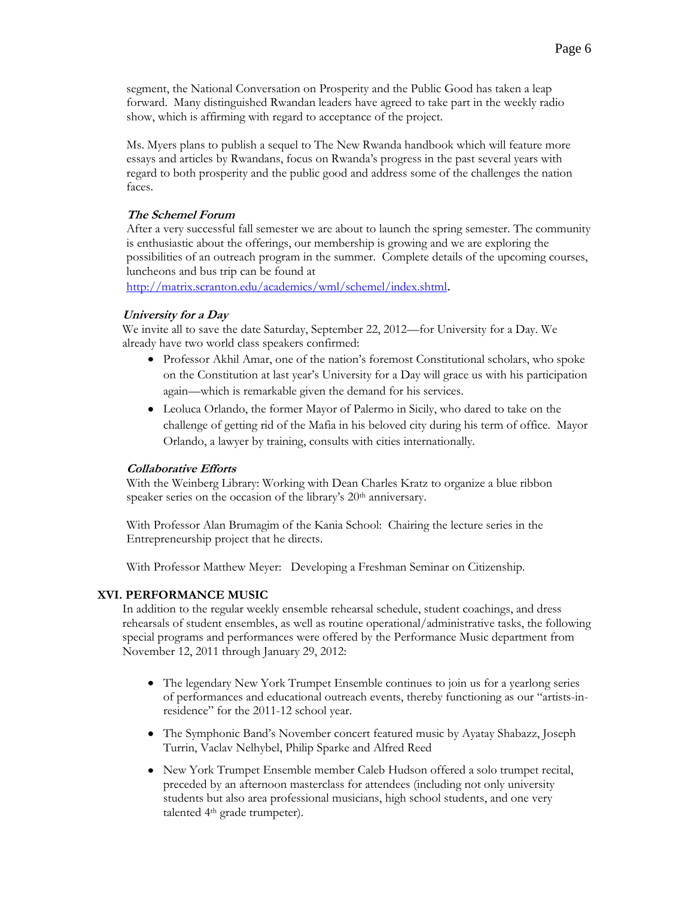segment, the National Conversation on Prosperity and the Public Good has taken a leap forward. Many distinguished Rwandan leaders have agreed to take part in the weekly radio show, which is affirming with regard to acceptance of the project.

Ms. Myers plans to publish a sequel to The New Rwanda handbook which will feature more essays and articles by Rwandans, focus on Rwanda's progress in the past several years with regard to both prosperity and the public good and address some of the challenges the nation faces.

***The Schemel Forum***

After a very successful fall semester we are about to launch the spring semester. The community is enthusiastic about the offerings, our membership is growing and we are exploring the possibilities of an outreach program in the summer. Complete details of the upcoming courses, luncheons and bus trip can be found at http://matrix.scranton.edu/academics/wml/schemel/index.shtml.

***University for a Day***

We invite all to save the date Saturday, September 22, 2012—for University for a Day. We already have two world class speakers confirmed:

- Professor Akhil Amar, one of the nation's foremost Constitutional scholars, who spoke on the Constitution at last year's University for a Day will grace us with his participation again—which is remarkable given the demand for his services.
- Leoluca Orlando, the former Mayor of Palermo in Sicily, who dared to take on the challenge of getting rid of the Mafia in his beloved city during his term of office. Mayor Orlando, a lawyer by training, consults with cities internationally.

***Collaborative Efforts***

With the Weinberg Library: Working with Dean Charles Kratz to organize a blue ribbon speaker series on the occasion of the library's 20th anniversary.

With Professor Alan Brumagim of the Kania School: Chairing the lecture series in the Entrepreneurship project that he directs.

With Professor Matthew Meyer: Developing a Freshman Seminar on Citizenship.

## XVI. PERFORMANCE MUSIC

In addition to the regular weekly ensemble rehearsal schedule, student coachings, and dress rehearsals of student ensembles, as well as routine operational/administrative tasks, the following special programs and performances were offered by the Performance Music department from November 12, 2011 through January 29, 2012:

- The legendary New York Trumpet Ensemble continues to join us for a yearlong series of performances and educational outreach events, thereby functioning as our "artists-in-residence" for the 2011-12 school year.
- The Symphonic Band's November concert featured music by Ayatay Shabazz, Joseph Turrin, Vaclav Nelhybel, Philip Sparke and Alfred Reed
- New York Trumpet Ensemble member Caleb Hudson offered a solo trumpet recital, preceded by an afternoon masterclass for attendees (including not only university students but also area professional musicians, high school students, and one very talented 4th grade trumpeter).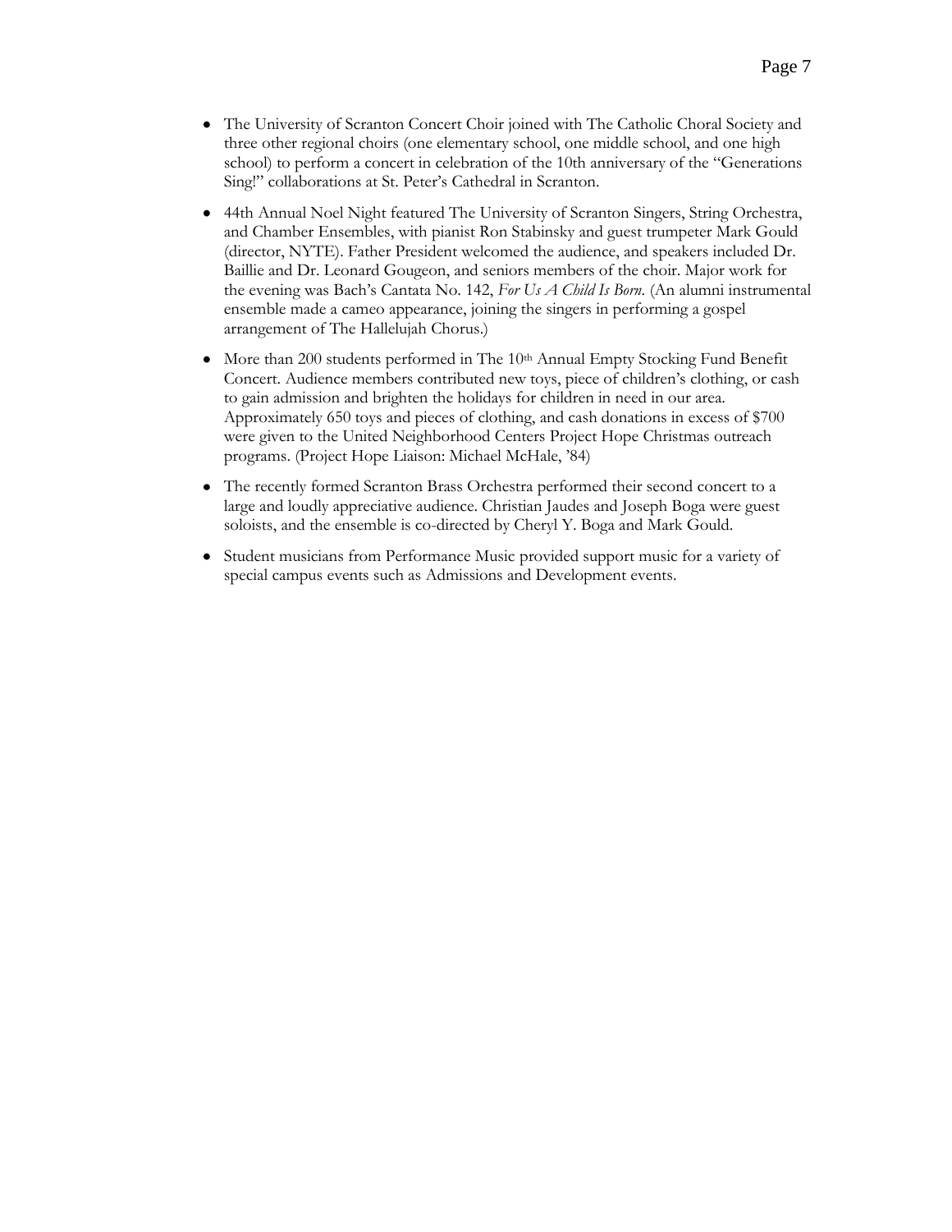- The University of Scranton Concert Choir joined with The Catholic Choral Society and three other regional choirs (one elementary school, one middle school, and one high school) to perform a concert in celebration of the 10th anniversary of the "Generations Sing!" collaborations at St. Peter's Cathedral in Scranton.

- 44th Annual Noel Night featured The University of Scranton Singers, String Orchestra, and Chamber Ensembles, with pianist Ron Stabinsky and guest trumpeter Mark Gould (director, NYTE). Father President welcomed the audience, and speakers included Dr. Baillie and Dr. Leonard Gougeon, and seniors members of the choir. Major work for the evening was Bach's Cantata No. 142, *For Us A Child Is Born.* (An alumni instrumental ensemble made a cameo appearance, joining the singers in performing a gospel arrangement of The Hallelujah Chorus.)

- More than 200 students performed in The 10th Annual Empty Stocking Fund Benefit Concert. Audience members contributed new toys, piece of children's clothing, or cash to gain admission and brighten the holidays for children in need in our area. Approximately 650 toys and pieces of clothing, and cash donations in excess of $700 were given to the United Neighborhood Centers Project Hope Christmas outreach programs. (Project Hope Liaison: Michael McHale, '84)

- The recently formed Scranton Brass Orchestra performed their second concert to a large and loudly appreciative audience. Christian Jaudes and Joseph Boga were guest soloists, and the ensemble is co-directed by Cheryl Y. Boga and Mark Gould.

- Student musicians from Performance Music provided support music for a variety of special campus events such as Admissions and Development events.